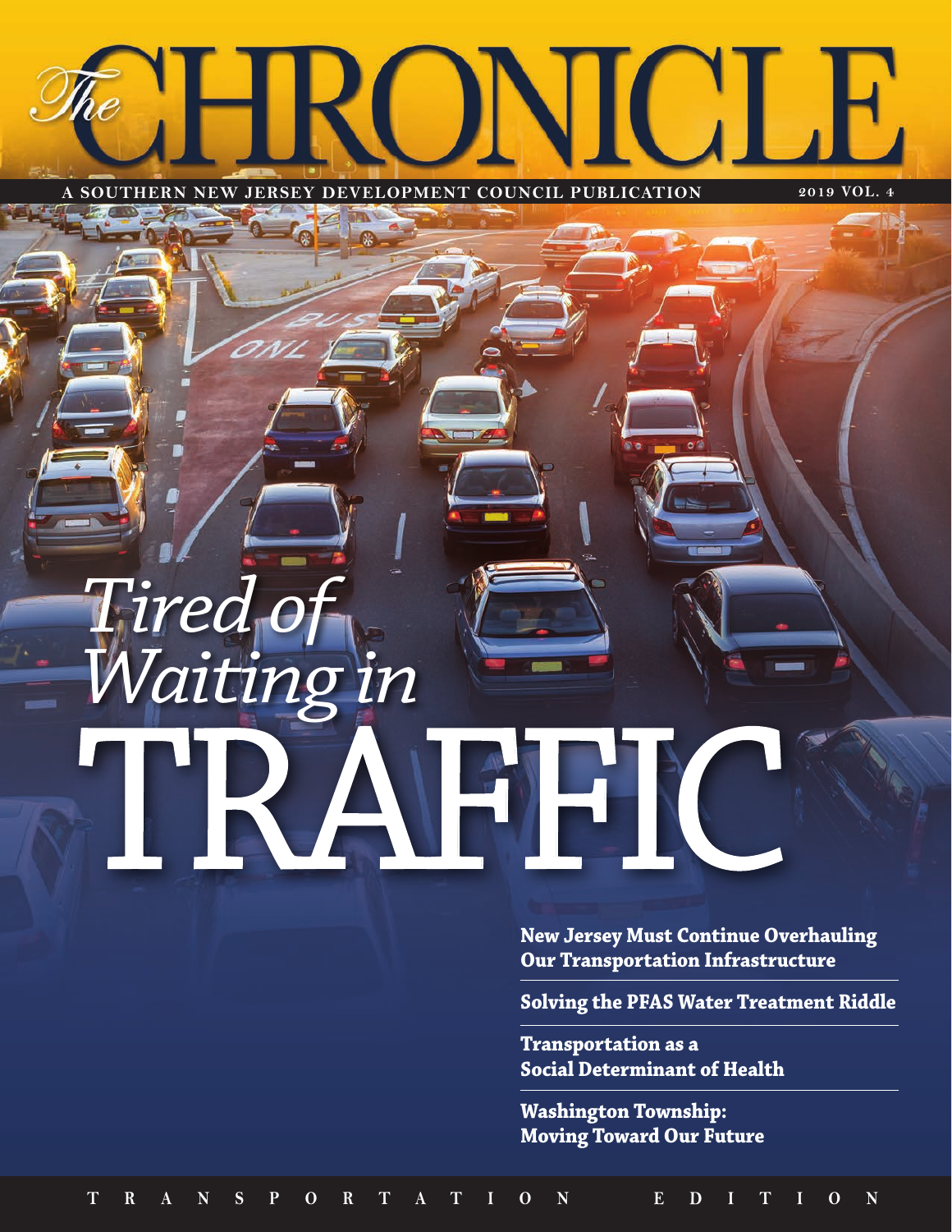# The CHRONICLE

A SOUTHERN NEW JERSEY DEVELOPMENT COUNCIL PUBLICATION

2019 VOL. 4

## *Tired of Waiting in* TRAFFIC

**New Jersey Must Continue Overhauling Our Transportation Infrastructure**

**Solving the PFAS Water Treatment Riddle**

**Transportation as a Social Determinant of Health**

**Washington Township: Moving Toward Our Future**

TRANSPORTATION EDITION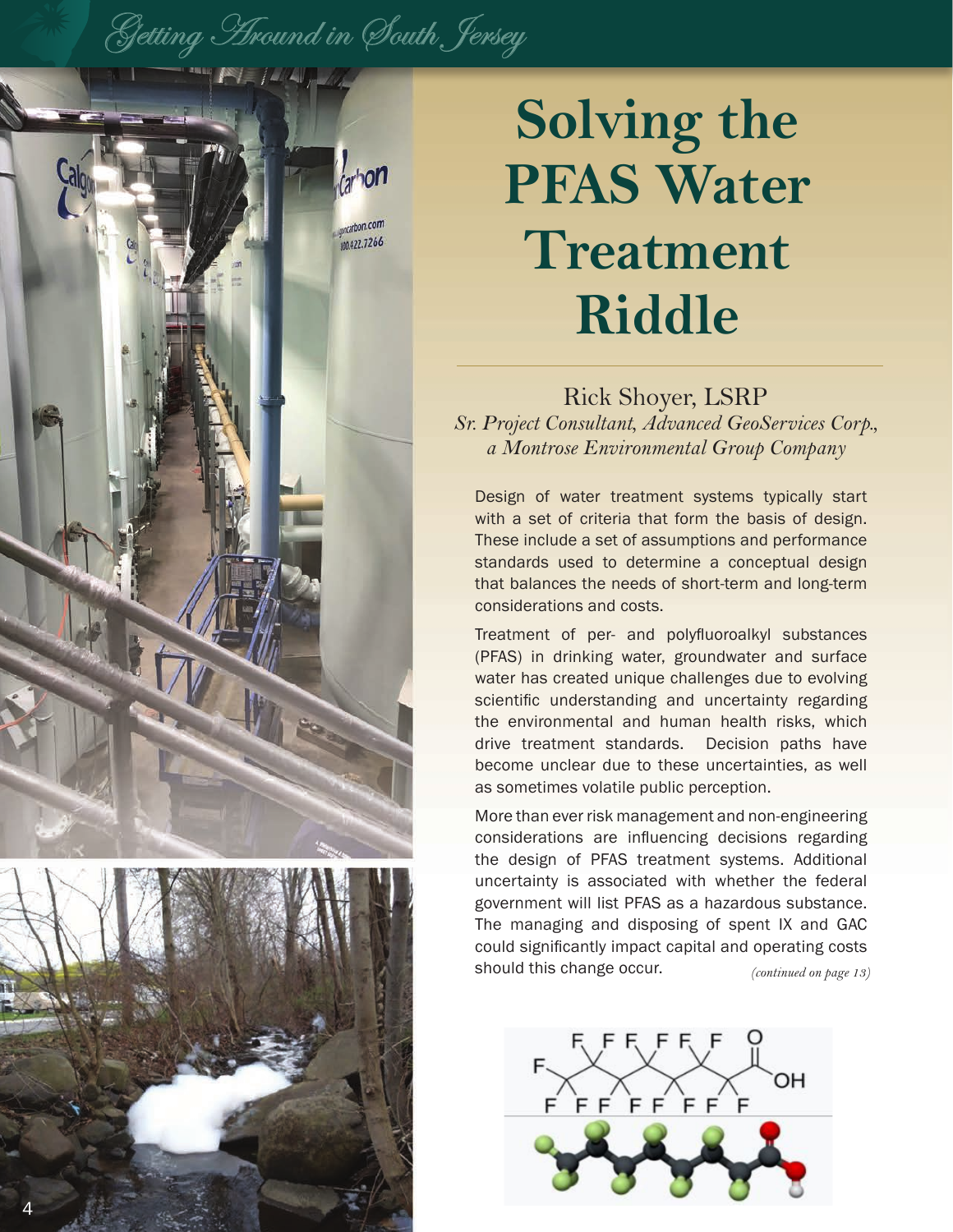# Solving the PFAS Water Treatment Riddle

Rick Shoyer, LSRP

*Sr. Project Consultant, Advanced GeoServices Corp., a Montrose Environmental Group Company*

Design of water treatment systems typically start with a set of criteria that form the basis of design. These include a set of assumptions and performance standards used to determine a conceptual design that balances the needs of short-term and long-term considerations and costs.

Treatment of per- and polyfluoroalkyl substances (PFAS) in drinking water, groundwater and surface water has created unique challenges due to evolving scientific understanding and uncertainty regarding the environmental and human health risks, which drive treatment standards. Decision paths have become unclear due to these uncertainties, as well as sometimes volatile public perception.

More than ever risk management and non-engineering considerations are influencing decisions regarding the design of PFAS treatment systems. Additional uncertainty is associated with whether the federal government will list PFAS as a hazardous substance. The managing and disposing of spent IX and GAC could significantly impact capital and operating costs should this change occur.

*(continued on page 13)*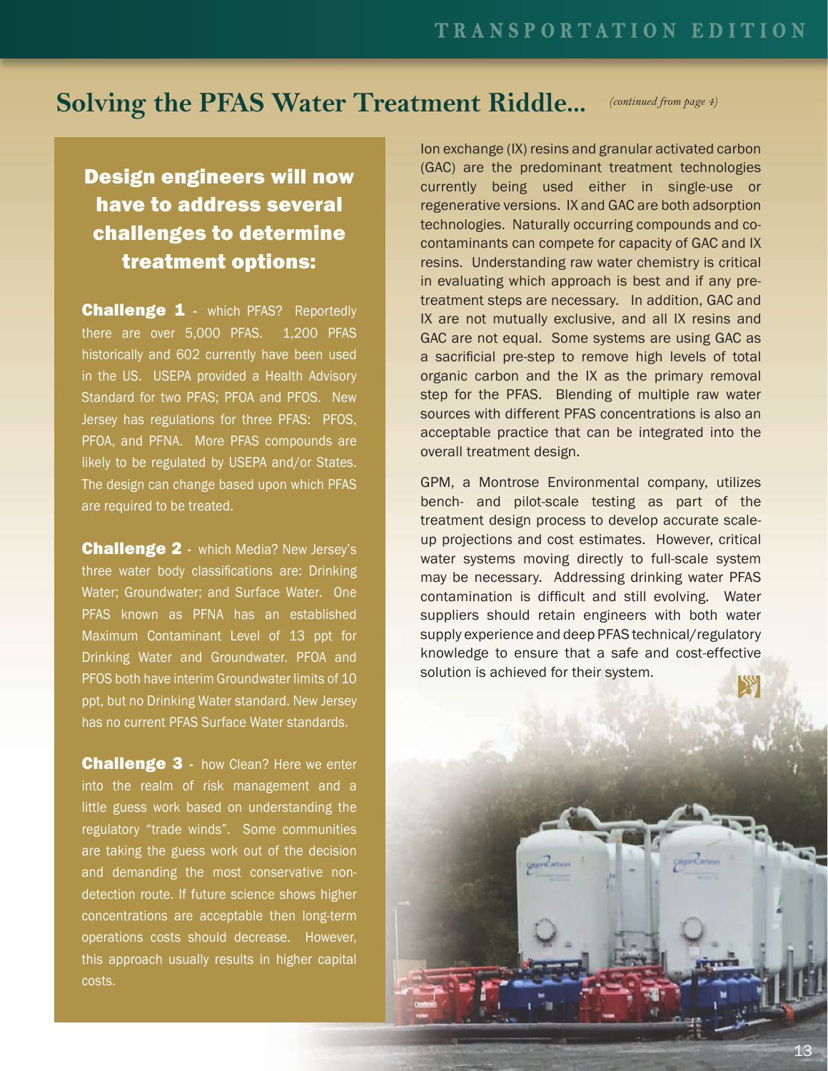## Solving the PFAS Water Treatment Riddle... *(continued from page 4)*

### Design engineers will now have to address several challenges to determine treatment options:

**Challenge 1** - which PFAS? Reportedly there are over 5,000 PFAS. 1,200 PFAS historically and 602 currently have been used in the US. USEPA provided a Health Advisory Standard for two PFAS; PFOA and PFOS. New Jersey has regulations for three PFAS: PFOS, PFOA, and PFNA. More PFAS compounds are likely to be regulated by USEPA and/or States. The design can change based upon which PFAS are required to be treated.

**Challenge 2** - which Media? New Jersey's three water body classifications are: Drinking Water; Groundwater; and Surface Water. One PFAS known as PFNA has an established Maximum Contaminant Level of 13 ppt for Drinking Water and Groundwater. PFOA and PFOS both have interim Groundwater limits of 10 ppt, but no Drinking Water standard. New Jersey has no current PFAS Surface Water standards.

**Challenge 3** - how Clean? Here we enter into the realm of risk management and a little guess work based on understanding the regulatory "trade winds". Some communities are taking the guess work out of the decision and demanding the most conservative non-detection route. If future science shows higher concentrations are acceptable then long-term operations costs should decrease. However, this approach usually results in higher capital costs.

Ion exchange (IX) resins and granular activated carbon (GAC) are the predominant treatment technologies currently being used either in single-use or regenerative versions. IX and GAC are both adsorption technologies. Naturally occurring compounds and co-contaminants can compete for capacity of GAC and IX resins. Understanding raw water chemistry is critical in evaluating which approach is best and if any pre-treatment steps are necessary. In addition, GAC and IX are not mutually exclusive, and all IX resins and GAC are not equal. Some systems are using GAC as a sacrificial pre-step to remove high levels of total organic carbon and the IX as the primary removal step for the PFAS. Blending of multiple raw water sources with different PFAS concentrations is also an acceptable practice that can be integrated into the overall treatment design.

GPM, a Montrose Environmental company, utilizes bench- and pilot-scale testing as part of the treatment design process to develop accurate scale-up projections and cost estimates. However, critical water systems moving directly to full-scale system may be necessary. Addressing drinking water PFAS contamination is difficult and still evolving. Water suppliers should retain engineers with both water supply experience and deep PFAS technical/regulatory knowledge to ensure that a safe and cost-effective solution is achieved for their system.